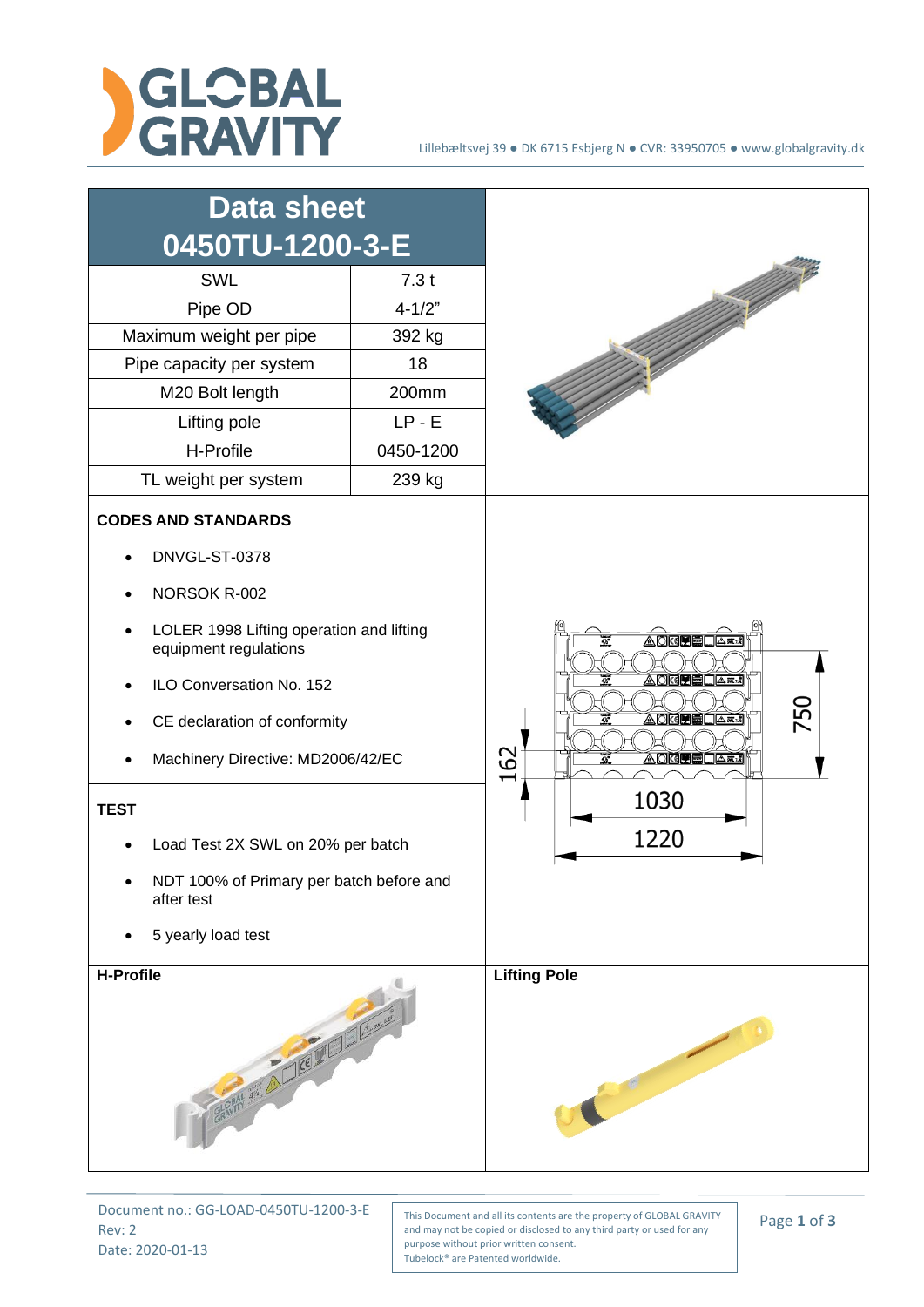Lillebæltsvej 39 ● DK 6715 Esbjerg N ● CVR: 33950705 ● www.globalgravity.dk

# Data sheet 0450TU-1200-3-E

| SWL | 7.3 t |
|---|---|
| Pipe OD | 4-1/2" |
| Maximum weight per pipe | 392 kg |
| Pipe capacity per system | 18 |
| M20 Bolt length | 200mm |
| Lifting pole | LP - E |
| H-Profile | 0450-1200 |
| TL weight per system | 239 kg |

**CODES AND STANDARDS**

- DNVGL-ST-0378
- NORSOK R-002
- LOLER 1998 Lifting operation and lifting equipment regulations
- ILO Conversation No. 152
- CE declaration of conformity
- Machinery Directive: MD2006/42/EC

**TEST**

- Load Test 2X SWL on 20% per batch
- NDT 100% of Primary per batch before and after test
- 5 yearly load test

162

750

1030

1220

**H-Profile**

**Lifting Pole**

Document no.: GG-LOAD-0450TU-1200-3-E
Rev: 2
Date: 2020-01-13

This Document and all its contents are the property of GLOBAL GRAVITY and may not be copied or disclosed to any third party or used for any purpose without prior written consent.
Tubelock® are Patented worldwide.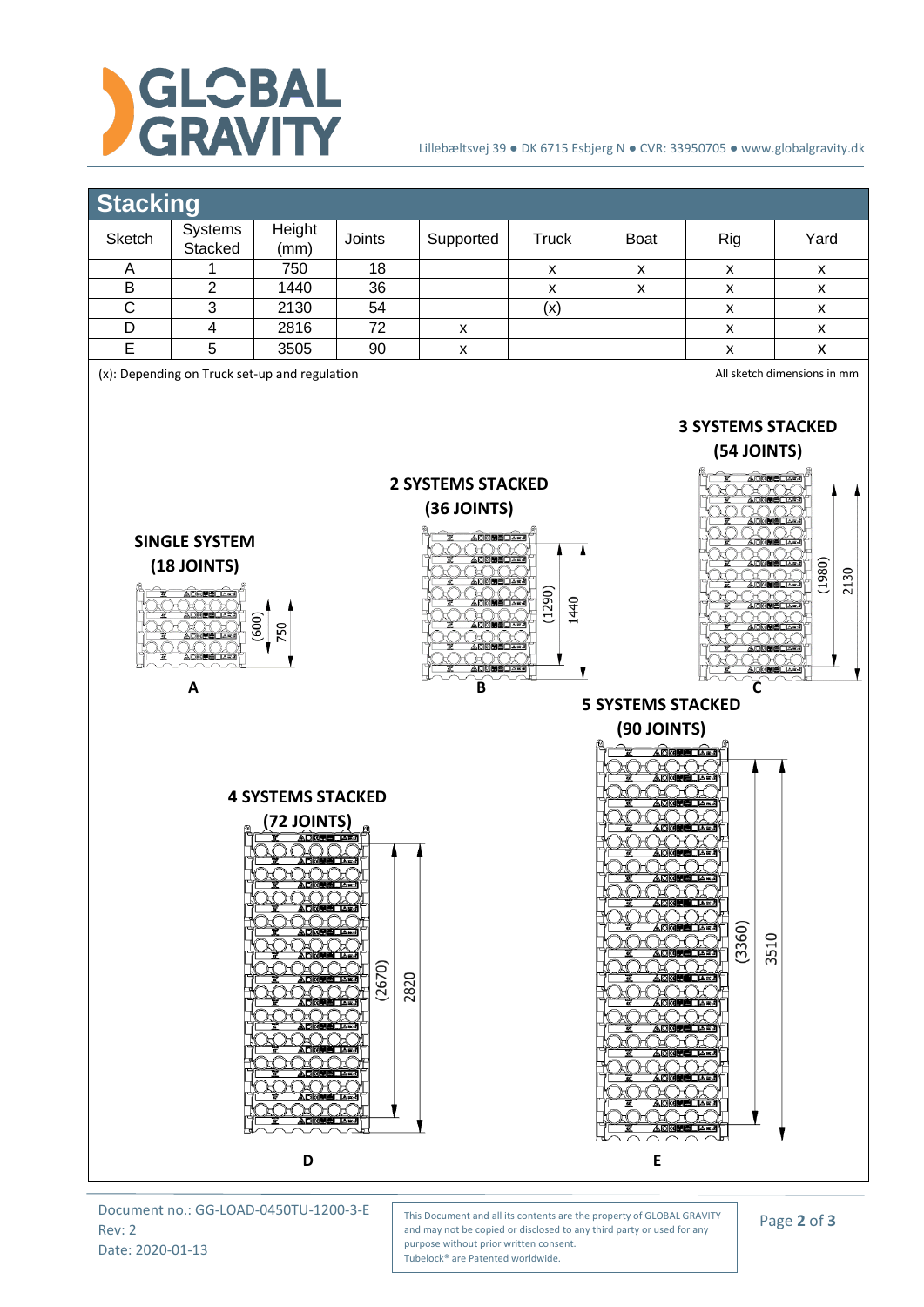## Stacking

| Sketch | Systems Stacked | Height (mm) | Joints | Supported | Truck | Boat | Rig | Yard |
|---|---|---|---|---|---|---|---|---|
| A | 1 | 750 | 18 | | x | x | x | x |
| B | 2 | 1440 | 36 | | x | x | x | x |
| C | 3 | 2130 | 54 | | (x) | | x | x |
| D | 4 | 2816 | 72 | x | | | x | x |
| E | 5 | 3505 | 90 | x | | | x | x |

(x): Depending on Truck set-up and regulation

All sketch dimensions in mm

**SINGLE SYSTEM (18 JOINTS)**

(600) 750

**A**

**2 SYSTEMS STACKED (36 JOINTS)**

(1290) 1440

**B**

**3 SYSTEMS STACKED (54 JOINTS)**

(1980) 2130

**C**

**4 SYSTEMS STACKED (72 JOINTS)**

(2670) 2820

**D**

**5 SYSTEMS STACKED (90 JOINTS)**

(3360) 3510

**E**

Document no.: GG-LOAD-0450TU-1200-3-E
Rev: 2
Date: 2020-01-13

This Document and all its contents are the property of GLOBAL GRAVITY and may not be copied or disclosed to any third party or used for any purpose without prior written consent.
Tubelock® are Patented worldwide.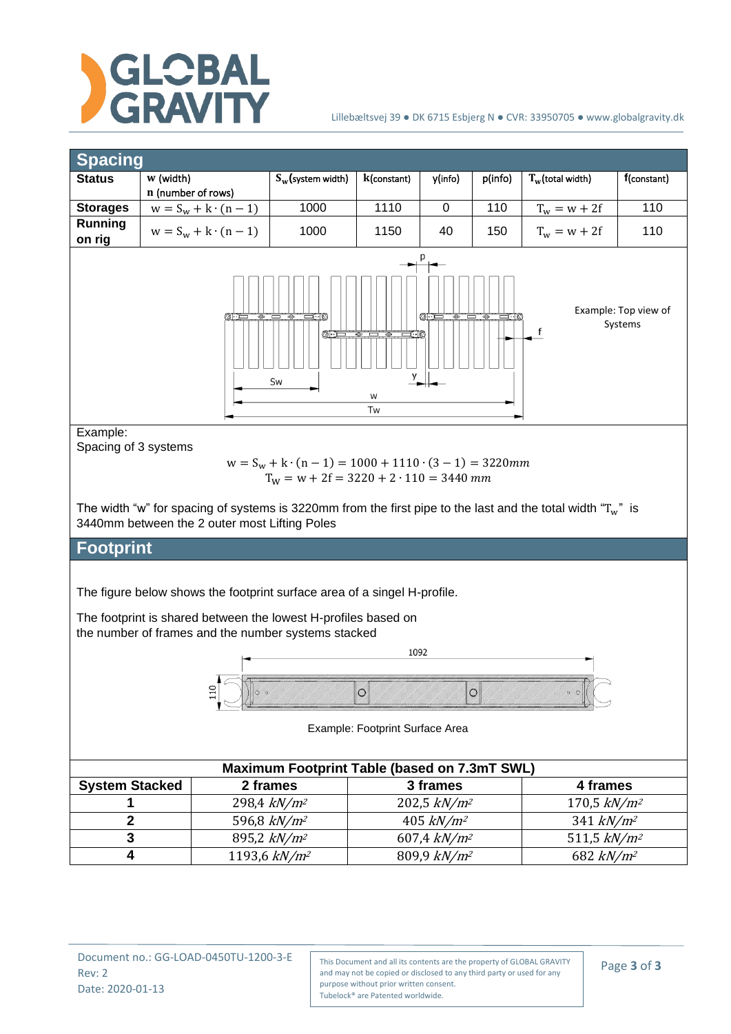## Spacing

| Status | w (width) n (number of rows) | $S_w$ (system width) | k (constant) | y (info) | p (info) | $T_w$ (total width) | f (constant) |
|---|---|---|---|---|---|---|---|
| Storages | $w = S_w + k \cdot (n-1)$ | 1000 | 1110 | 0 | 110 | $T_w = w + 2f$ | 110 |
| Running on rig | $w = S_w + k \cdot (n-1)$ | 1000 | 1150 | 40 | 150 | $T_w = w + 2f$ | 110 |

p

f

Sw

y

w

Tw

Example: Top view of Systems

Example:
Spacing of 3 systems

$$w = S_w + k \cdot (n-1) = 1000 + 1110 \cdot (3-1) = 3220mm$$
$$T_w = w + 2f = 3220 + 2 \cdot 110 = 3440\ mm$$

The width "w" for spacing of systems is 3220mm from the first pipe to the last and the total width "$T_w$" is 3440mm between the 2 outer most Lifting Poles

## Footprint

The figure below shows the footprint surface area of a singel H-profile.

The footprint is shared between the lowest H-profiles based on the number of frames and the number systems stacked

1092

110

Example: Footprint Surface Area

| Maximum Footprint Table (based on 7.3mT SWL) | | | |
|---|---|---|---|
| **System Stacked** | **2 frames** | **3 frames** | **4 frames** |
| **1** | 298,4 $kN/m^2$ | 202,5 $kN/m^2$ | 170,5 $kN/m^2$ |
| **2** | 596,8 $kN/m^2$ | 405 $kN/m^2$ | 341 $kN/m^2$ |
| **3** | 895,2 $kN/m^2$ | 607,4 $kN/m^2$ | 511,5 $kN/m^2$ |
| **4** | 1193,6 $kN/m^2$ | 809,9 $kN/m^2$ | 682 $kN/m^2$ |

Document no.: GG-LOAD-0450TU-1200-3-E
Rev: 2
Date: 2020-01-13

This Document and all its contents are the property of GLOBAL GRAVITY and may not be copied or disclosed to any third party or used for any purpose without prior written consent.
Tubelock® are Patented worldwide.